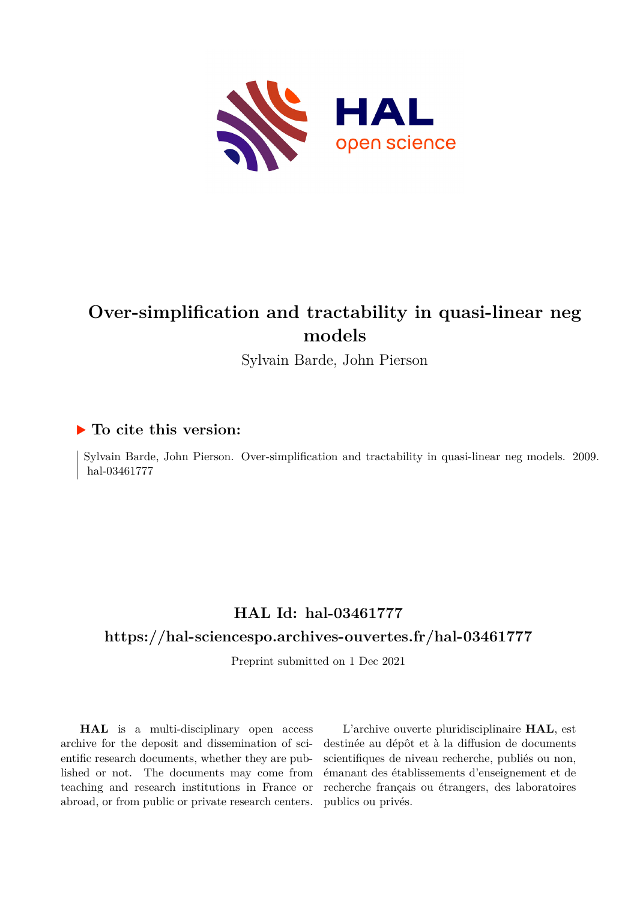# Over-simplification and tractability in quasi-linear neg models

Sylvain Barde, John Pierson

## ▶ To cite this version:

Sylvain Barde, John Pierson. Over-simplification and tractability in quasi-linear neg models. 2009. hal-03461777

## HAL Id: hal-03461777

## https://hal-sciencespo.archives-ouvertes.fr/hal-03461777

Preprint submitted on 1 Dec 2021

**HAL** is a multi-disciplinary open access archive for the deposit and dissemination of scientific research documents, whether they are published or not. The documents may come from teaching and research institutions in France or abroad, or from public or private research centers.

L'archive ouverte pluridisciplinaire **HAL**, est destinée au dépôt et à la diffusion de documents scientifiques de niveau recherche, publiés ou non, émanant des établissements d'enseignement et de recherche français ou étrangers, des laboratoires publics ou privés.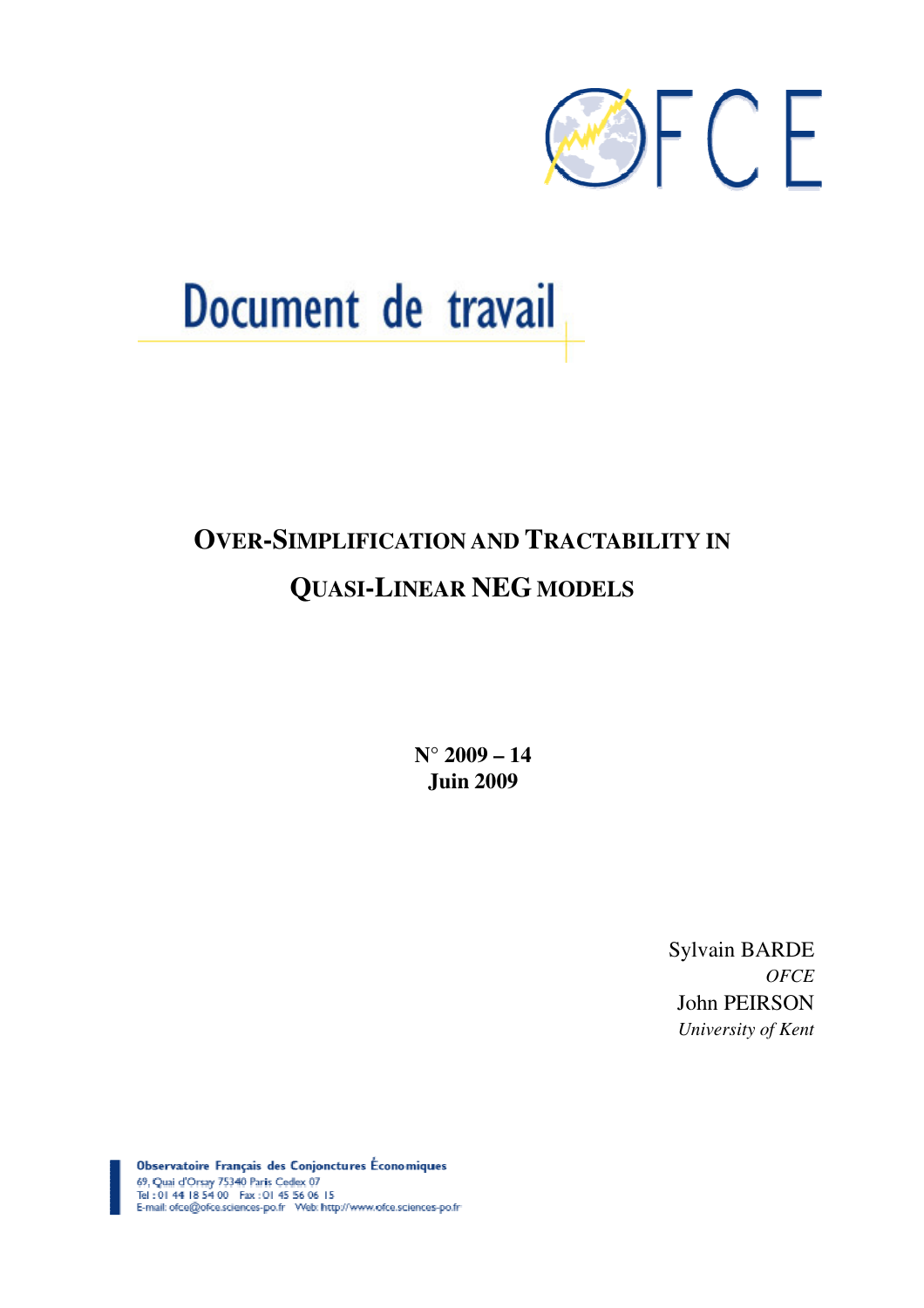# Document de travail

**OVER-SIMPLIFICATION AND TRACTABILITY IN QUASI-LINEAR NEG MODELS**

**N° 2009 – 14**
**Juin 2009**

Sylvain BARDE
*OFCE*
John PEIRSON
*University of Kent*

Observatoire Français des Conjonctures Économiques
69, Quai d'Orsay 75340 Paris Cedex 07
Tel : 01 44 18 54 00 Fax : 01 45 56 06 15
E-mail: ofce@ofce.sciences-po.fr Web: http://www.ofce.sciences-po.fr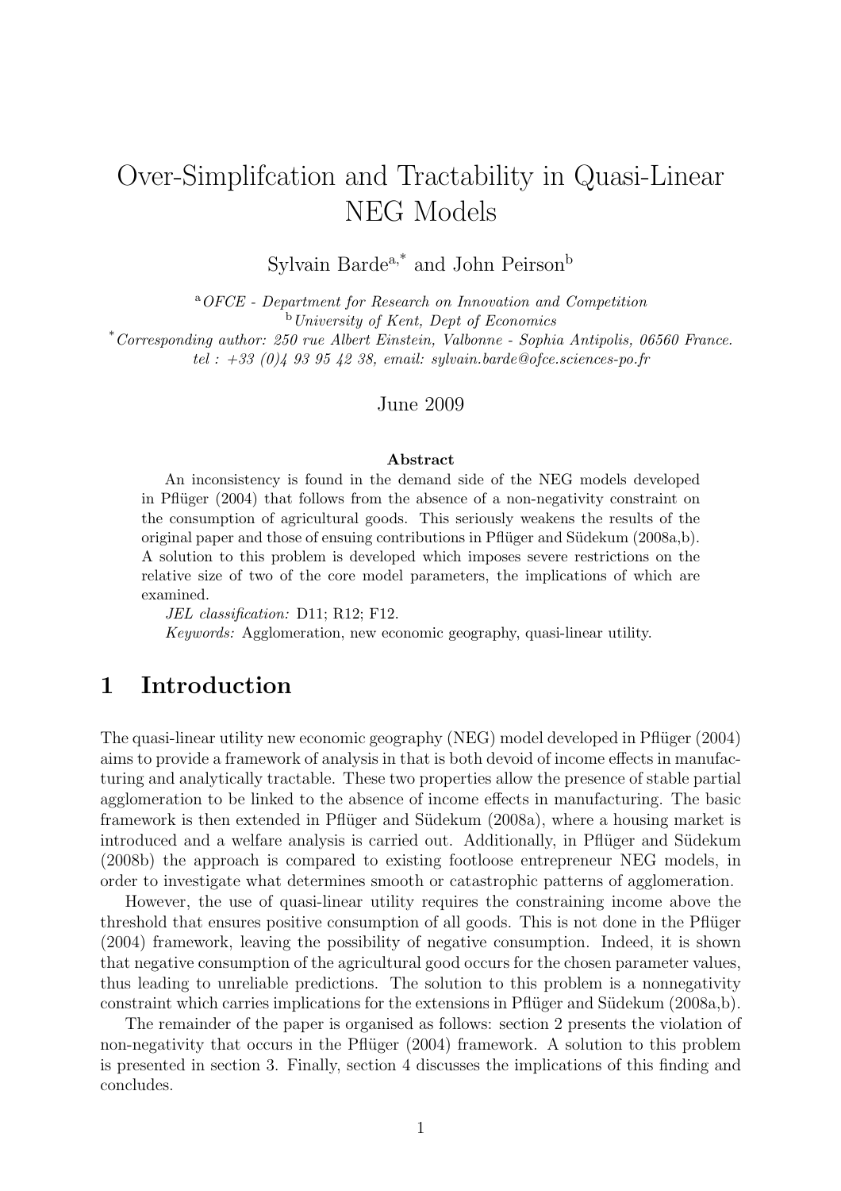# Over-Simplifcation and Tractability in Quasi-Linear NEG Models

Sylvain Barde[a,*] and John Peirson[b]

[a] *OFCE - Department for Research on Innovation and Competition*
[b] *University of Kent, Dept of Economics*
[*] *Corresponding author: 250 rue Albert Einstein, Valbonne - Sophia Antipolis, 06560 France. tel : +33 (0)4 93 95 42 38, email: sylvain.barde@ofce.sciences-po.fr*

June 2009

**Abstract**

An inconsistency is found in the demand side of the NEG models developed in Pflüger (2004) that follows from the absence of a non-negativity constraint on the consumption of agricultural goods. This seriously weakens the results of the original paper and those of ensuing contributions in Pflüger and Südekum (2008a,b). A solution to this problem is developed which imposes severe restrictions on the relative size of two of the core model parameters, the implications of which are examined.

*JEL classification:* D11; R12; F12.

*Keywords:* Agglomeration, new economic geography, quasi-linear utility.

## 1 Introduction

The quasi-linear utility new economic geography (NEG) model developed in Pflüger (2004) aims to provide a framework of analysis in that is both devoid of income effects in manufacturing and analytically tractable. These two properties allow the presence of stable partial agglomeration to be linked to the absence of income effects in manufacturing. The basic framework is then extended in Pflüger and Südekum (2008a), where a housing market is introduced and a welfare analysis is carried out. Additionally, in Pflüger and Südekum (2008b) the approach is compared to existing footloose entrepreneur NEG models, in order to investigate what determines smooth or catastrophic patterns of agglomeration.

However, the use of quasi-linear utility requires the constraining income above the threshold that ensures positive consumption of all goods. This is not done in the Pflüger (2004) framework, leaving the possibility of negative consumption. Indeed, it is shown that negative consumption of the agricultural good occurs for the chosen parameter values, thus leading to unreliable predictions. The solution to this problem is a nonnegativity constraint which carries implications for the extensions in Pflüger and Südekum (2008a,b).

The remainder of the paper is organised as follows: section 2 presents the violation of non-negativity that occurs in the Pflüger (2004) framework. A solution to this problem is presented in section 3. Finally, section 4 discusses the implications of this finding and concludes.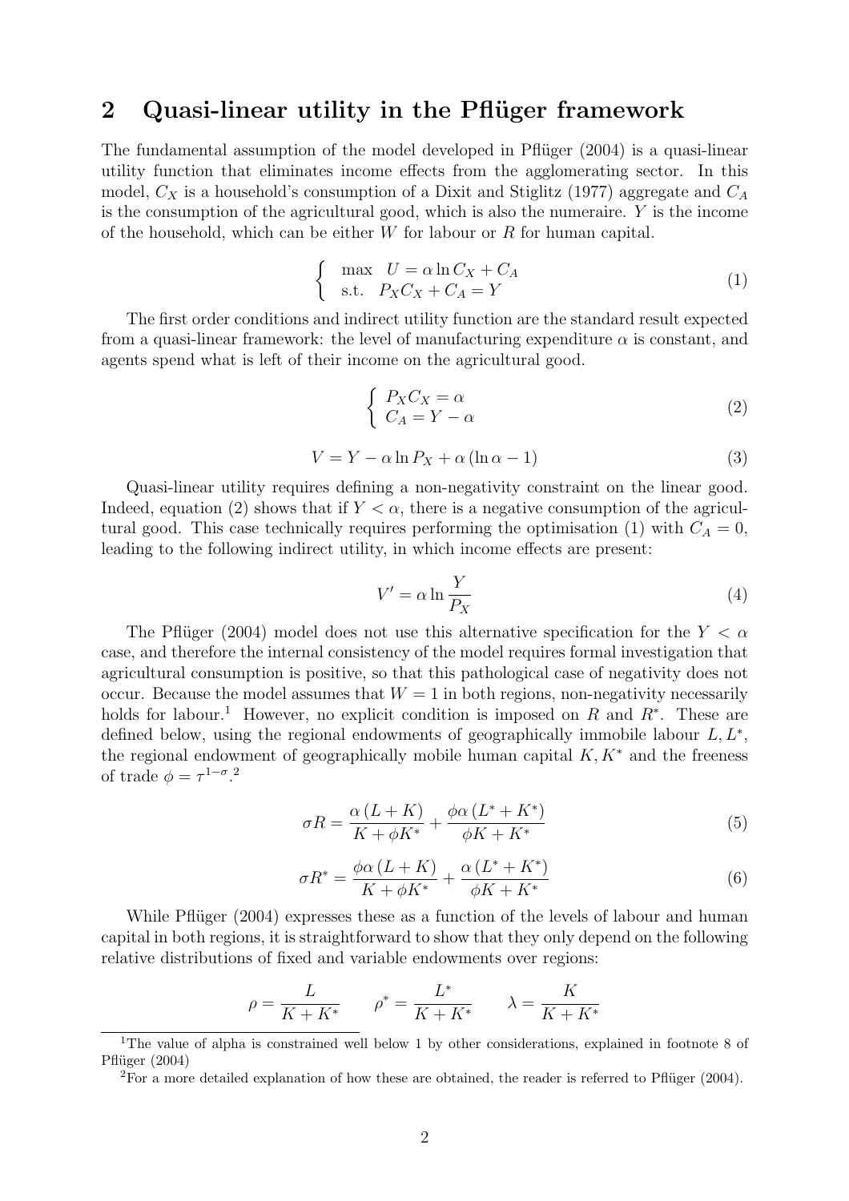## 2 Quasi-linear utility in the Pflüger framework

The fundamental assumption of the model developed in Pflüger (2004) is a quasi-linear utility function that eliminates income effects from the agglomerating sector. In this model, $C_X$ is a household's consumption of a Dixit and Stiglitz (1977) aggregate and $C_A$ is the consumption of the agricultural good, which is also the numeraire. $Y$ is the income of the household, which can be either $W$ for labour or $R$ for human capital.

$$\left\{ \begin{array}{ll} \max & U = \alpha \ln C_X + C_A \\ \text{s.t.} & P_X C_X + C_A = Y \end{array} \right. \tag{1}$$

The first order conditions and indirect utility function are the standard result expected from a quasi-linear framework: the level of manufacturing expenditure $\alpha$ is constant, and agents spend what is left of their income on the agricultural good.

$$\left\{ \begin{array}{l} P_X C_X = \alpha \\ C_A = Y - \alpha \end{array} \right. \tag{2}$$

$$V = Y - \alpha \ln P_X + \alpha \left( \ln \alpha - 1 \right) \tag{3}$$

Quasi-linear utility requires defining a non-negativity constraint on the linear good. Indeed, equation (2) shows that if $Y < \alpha$, there is a negative consumption of the agricultural good. This case technically requires performing the optimisation (1) with $C_A = 0$, leading to the following indirect utility, in which income effects are present:

$$V' = \alpha \ln \frac{Y}{P_X} \tag{4}$$

The Pflüger (2004) model does not use this alternative specification for the $Y < \alpha$ case, and therefore the internal consistency of the model requires formal investigation that agricultural consumption is positive, so that this pathological case of negativity does not occur. Because the model assumes that $W = 1$ in both regions, non-negativity necessarily holds for labour.[1] However, no explicit condition is imposed on $R$ and $R^*$. These are defined below, using the regional endowments of geographically immobile labour $L, L^*$, the regional endowment of geographically mobile human capital $K, K^*$ and the freeness of trade $\phi = \tau^{1-\sigma}$.[2]

$$\sigma R = \frac{\alpha \left( L + K \right)}{K + \phi K^*} + \frac{\phi \alpha \left( L^* + K^* \right)}{\phi K + K^*} \tag{5}$$

$$\sigma R^* = \frac{\phi \alpha \left( L + K \right)}{K + \phi K^*} + \frac{\alpha \left( L^* + K^* \right)}{\phi K + K^*} \tag{6}$$

While Pflüger (2004) expresses these as a function of the levels of labour and human capital in both regions, it is straightforward to show that they only depend on the following relative distributions of fixed and variable endowments over regions:

$$\rho = \frac{L}{K + K^*} \qquad \rho^* = \frac{L^*}{K + K^*} \qquad \lambda = \frac{K}{K + K^*}$$

[1] The value of alpha is constrained well below 1 by other considerations, explained in footnote 8 of Pflüger (2004)

[2] For a more detailed explanation of how these are obtained, the reader is referred to Pflüger (2004).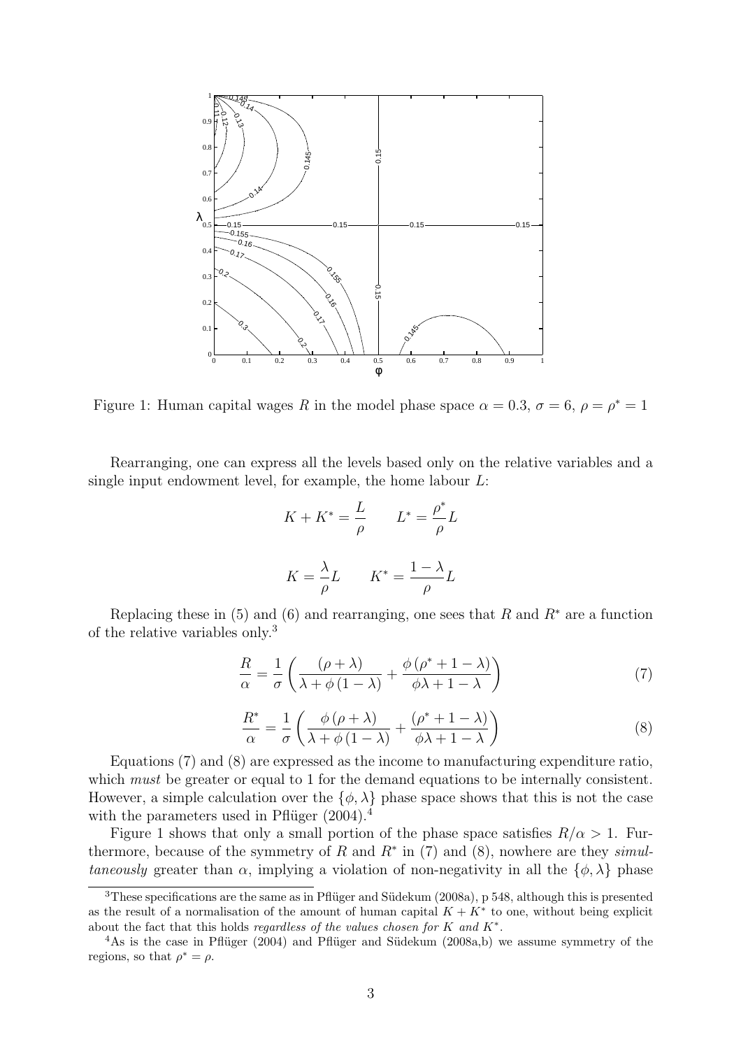Figure 1: Human capital wages $R$ in the model phase space $\alpha = 0.3$, $\sigma = 6$, $\rho = \rho^* = 1$

Rearranging, one can express all the levels based only on the relative variables and a single input endowment level, for example, the home labour $L$:

$$K + K^* = \frac{L}{\rho} \qquad L^* = \frac{\rho^*}{\rho} L$$

$$K = \frac{\lambda}{\rho} L \qquad K^* = \frac{1-\lambda}{\rho} L$$

Replacing these in (5) and (6) and rearranging, one sees that $R$ and $R^*$ are a function of the relative variables only.[3]

$$\frac{R}{\alpha} = \frac{1}{\sigma} \left( \frac{(\rho + \lambda)}{\lambda + \phi (1 - \lambda)} + \frac{\phi (\rho^* + 1 - \lambda)}{\phi \lambda + 1 - \lambda} \right) \tag{7}$$

$$\frac{R^*}{\alpha} = \frac{1}{\sigma} \left( \frac{\phi (\rho + \lambda)}{\lambda + \phi (1 - \lambda)} + \frac{(\rho^* + 1 - \lambda)}{\phi \lambda + 1 - \lambda} \right) \tag{8}$$

Equations (7) and (8) are expressed as the income to manufacturing expenditure ratio, which *must* be greater or equal to 1 for the demand equations to be internally consistent. However, a simple calculation over the $\{\phi, \lambda\}$ phase space shows that this is not the case with the parameters used in Pflüger (2004).[4]

Figure 1 shows that only a small portion of the phase space satisfies $R/\alpha > 1$. Furthermore, because of the symmetry of $R$ and $R^*$ in (7) and (8), nowhere are they *simultaneously* greater than $\alpha$, implying a violation of non-negativity in all the $\{\phi, \lambda\}$ phase

[3] These specifications are the same as in Pflüger and Südekum (2008a), p 548, although this is presented as the result of a normalisation of the amount of human capital $K + K^*$ to one, without being explicit about the fact that this holds *regardless of the values chosen for $K$ and $K^*$*.

[4] As is the case in Pflüger (2004) and Pflüger and Südekum (2008a,b) we assume symmetry of the regions, so that $\rho^* = \rho$.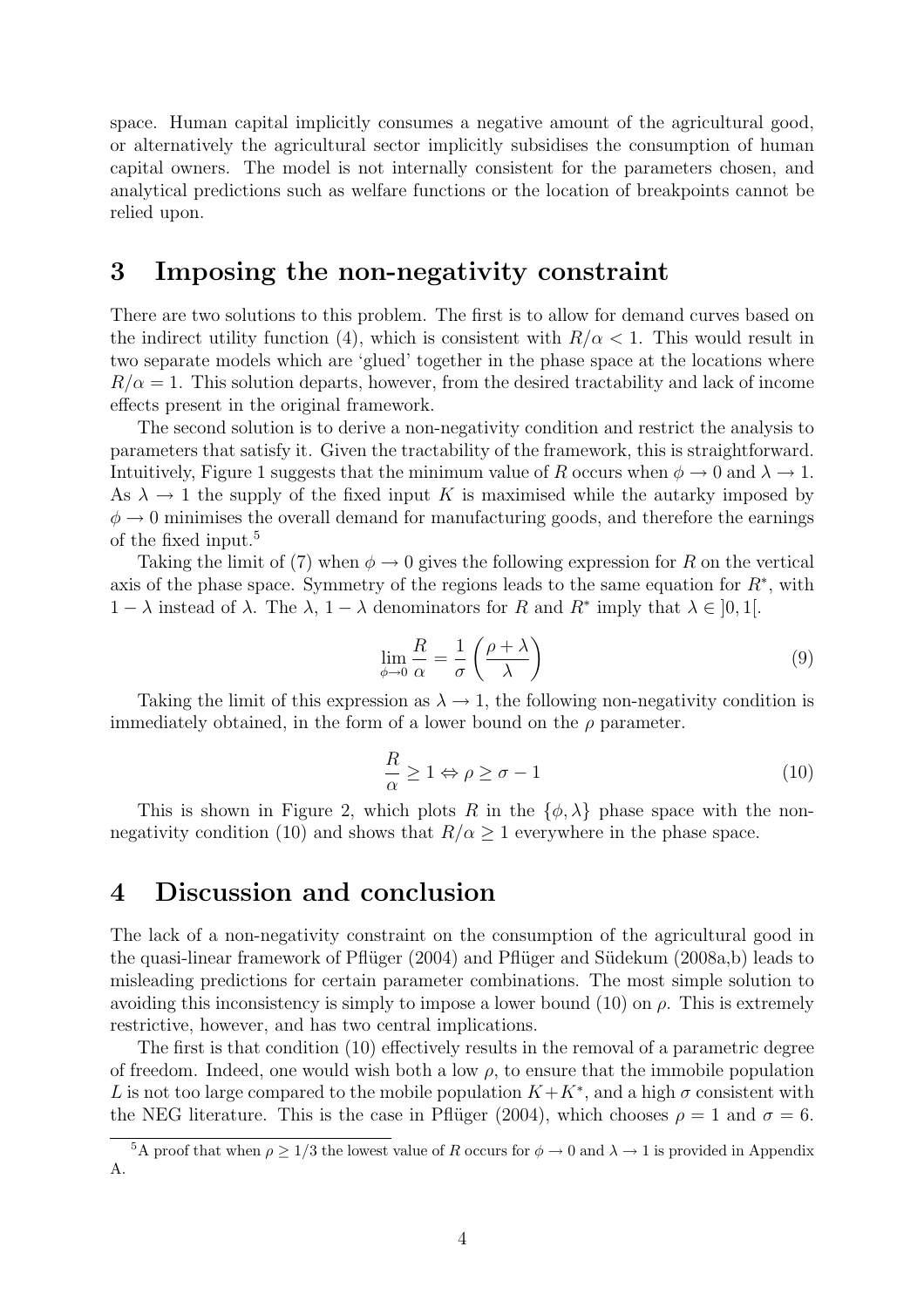space. Human capital implicitly consumes a negative amount of the agricultural good, or alternatively the agricultural sector implicitly subsidises the consumption of human capital owners. The model is not internally consistent for the parameters chosen, and analytical predictions such as welfare functions or the location of breakpoints cannot be relied upon.

## 3 Imposing the non-negativity constraint

There are two solutions to this problem. The first is to allow for demand curves based on the indirect utility function (4), which is consistent with $R/\alpha < 1$. This would result in two separate models which are 'glued' together in the phase space at the locations where $R/\alpha = 1$. This solution departs, however, from the desired tractability and lack of income effects present in the original framework.

The second solution is to derive a non-negativity condition and restrict the analysis to parameters that satisfy it. Given the tractability of the framework, this is straightforward. Intuitively, Figure 1 suggests that the minimum value of $R$ occurs when $\phi \to 0$ and $\lambda \to 1$. As $\lambda \to 1$ the supply of the fixed input $K$ is maximised while the autarky imposed by $\phi \to 0$ minimises the overall demand for manufacturing goods, and therefore the earnings of the fixed input.[5]

Taking the limit of (7) when $\phi \to 0$ gives the following expression for $R$ on the vertical axis of the phase space. Symmetry of the regions leads to the same equation for $R^*$, with $1 - \lambda$ instead of $\lambda$. The $\lambda$, $1 - \lambda$ denominators for $R$ and $R^*$ imply that $\lambda \in ]0, 1[$.

$$\lim_{\phi \to 0} \frac{R}{\alpha} = \frac{1}{\sigma} \left( \frac{\rho + \lambda}{\lambda} \right) \tag{9}$$

Taking the limit of this expression as $\lambda \to 1$, the following non-negativity condition is immediately obtained, in the form of a lower bound on the $\rho$ parameter.

$$\frac{R}{\alpha} \geq 1 \Leftrightarrow \rho \geq \sigma - 1 \tag{10}$$

This is shown in Figure 2, which plots $R$ in the $\{\phi, \lambda\}$ phase space with the non-negativity condition (10) and shows that $R/\alpha \geq 1$ everywhere in the phase space.

## 4 Discussion and conclusion

The lack of a non-negativity constraint on the consumption of the agricultural good in the quasi-linear framework of Pflüger (2004) and Pflüger and Südekum (2008a,b) leads to misleading predictions for certain parameter combinations. The most simple solution to avoiding this inconsistency is simply to impose a lower bound (10) on $\rho$. This is extremely restrictive, however, and has two central implications.

The first is that condition (10) effectively results in the removal of a parametric degree of freedom. Indeed, one would wish both a low $\rho$, to ensure that the immobile population $L$ is not too large compared to the mobile population $K + K^*$, and a high $\sigma$ consistent with the NEG literature. This is the case in Pflüger (2004), which chooses $\rho = 1$ and $\sigma = 6$.

[5] A proof that when $\rho \geq 1/3$ the lowest value of $R$ occurs for $\phi \to 0$ and $\lambda \to 1$ is provided in Appendix A.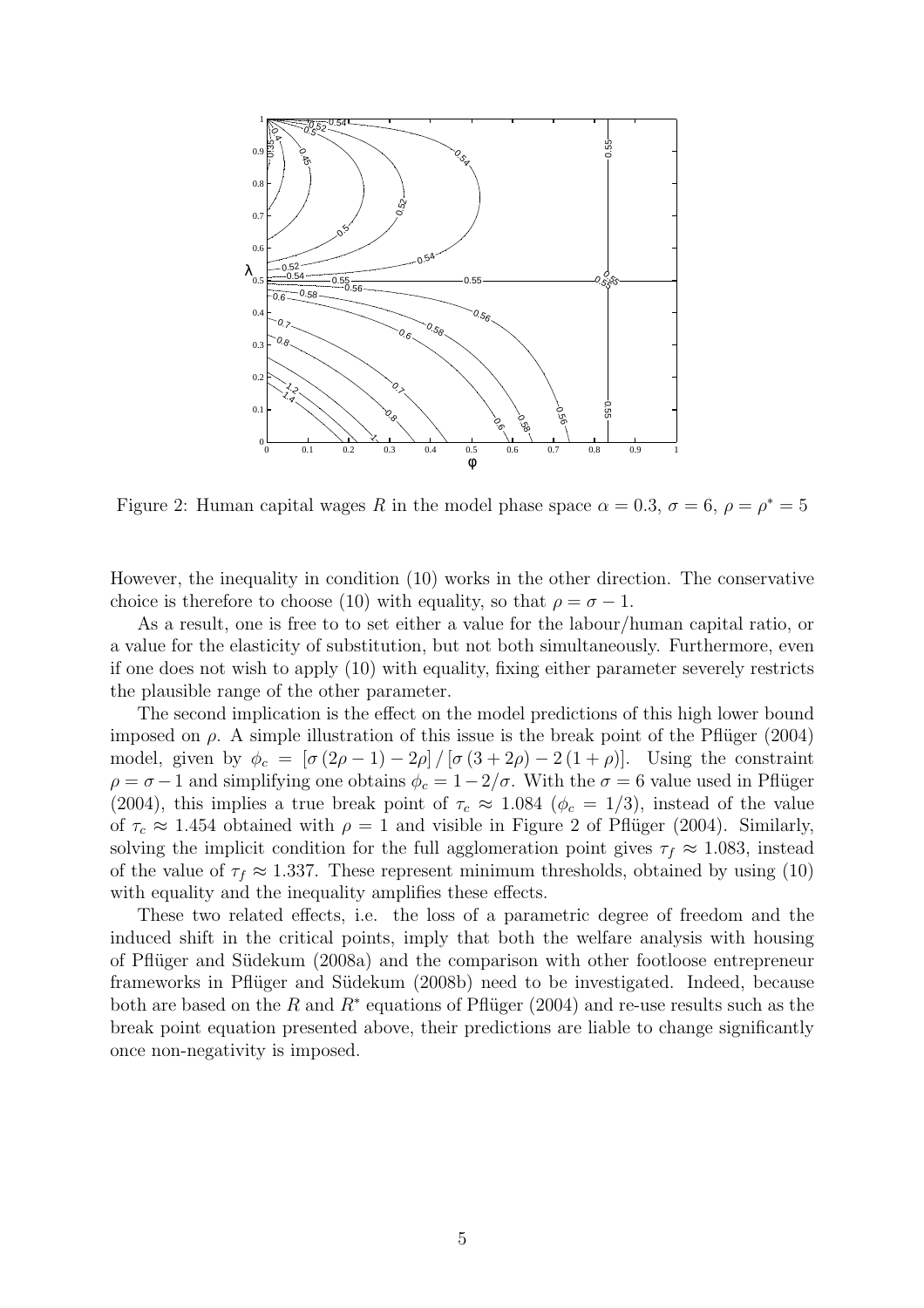Figure 2: Human capital wages $R$ in the model phase space $\alpha = 0.3$, $\sigma = 6$, $\rho = \rho^* = 5$

However, the inequality in condition (10) works in the other direction. The conservative choice is therefore to choose (10) with equality, so that $\rho = \sigma - 1$.

As a result, one is free to to set either a value for the labour/human capital ratio, or a value for the elasticity of substitution, but not both simultaneously. Furthermore, even if one does not wish to apply (10) with equality, fixing either parameter severely restricts the plausible range of the other parameter.

The second implication is the effect on the model predictions of this high lower bound imposed on $\rho$. A simple illustration of this issue is the break point of the Pflüger (2004) model, given by $\phi_c = [\sigma(2\rho - 1) - 2\rho] / [\sigma(3 + 2\rho) - 2(1 + \rho)]$. Using the constraint $\rho = \sigma - 1$ and simplifying one obtains $\phi_c = 1 - 2/\sigma$. With the $\sigma = 6$ value used in Pflüger (2004), this implies a true break point of $\tau_c \approx 1.084$ ($\phi_c = 1/3$), instead of the value of $\tau_c \approx 1.454$ obtained with $\rho = 1$ and visible in Figure 2 of Pflüger (2004). Similarly, solving the implicit condition for the full agglomeration point gives $\tau_f \approx 1.083$, instead of the value of $\tau_f \approx 1.337$. These represent minimum thresholds, obtained by using (10) with equality and the inequality amplifies these effects.

These two related effects, i.e. the loss of a parametric degree of freedom and the induced shift in the critical points, imply that both the welfare analysis with housing of Pflüger and Südekum (2008a) and the comparison with other footloose entrepreneur frameworks in Pflüger and Südekum (2008b) need to be investigated. Indeed, because both are based on the $R$ and $R^*$ equations of Pflüger (2004) and re-use results such as the break point equation presented above, their predictions are liable to change significantly once non-negativity is imposed.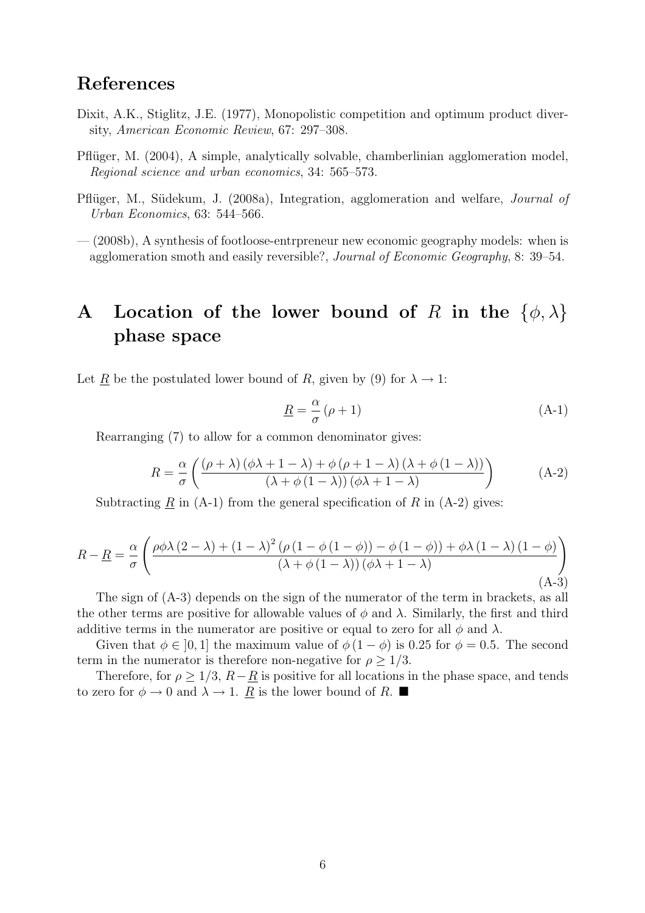## References

Dixit, A.K., Stiglitz, J.E. (1977), Monopolistic competition and optimum product diversity, *American Economic Review*, 67: 297–308.

Pflüger, M. (2004), A simple, analytically solvable, chamberlinian agglomeration model, *Regional science and urban economics*, 34: 565–573.

Pflüger, M., Südekum, J. (2008a), Integration, agglomeration and welfare, *Journal of Urban Economics*, 63: 544–566.

— (2008b), A synthesis of footloose-entrpreneur new economic geography models: when is agglomeration smoth and easily reversible?, *Journal of Economic Geography*, 8: 39–54.

# A Location of the lower bound of $R$ in the $\{\phi, \lambda\}$ phase space

Let $\underline{R}$ be the postulated lower bound of $R$, given by (9) for $\lambda \to 1$:

$$\underline{R} = \frac{\alpha}{\sigma}(\rho + 1) \tag{A-1}$$

Rearranging (7) to allow for a common denominator gives:

$$R = \frac{\alpha}{\sigma}\left(\frac{(\rho+\lambda)(\phi\lambda+1-\lambda)+\phi(\rho+1-\lambda)(\lambda+\phi(1-\lambda))}{(\lambda+\phi(1-\lambda))(\phi\lambda+1-\lambda)}\right) \tag{A-2}$$

Subtracting $\underline{R}$ in (A-1) from the general specification of $R$ in (A-2) gives:

$$R-\underline{R} = \frac{\alpha}{\sigma}\left(\frac{\rho\phi\lambda(2-\lambda)+(1-\lambda)^2(\rho(1-\phi(1-\phi))-\phi(1-\phi))+\phi\lambda(1-\lambda)(1-\phi)}{(\lambda+\phi(1-\lambda))(\phi\lambda+1-\lambda)}\right) \tag{A-3}$$

The sign of (A-3) depends on the sign of the numerator of the term in brackets, as all the other terms are positive for allowable values of $\phi$ and $\lambda$. Similarly, the first and third additive terms in the numerator are positive or equal to zero for all $\phi$ and $\lambda$.

Given that $\phi \in ]0, 1]$ the maximum value of $\phi(1-\phi)$ is 0.25 for $\phi = 0.5$. The second term in the numerator is therefore non-negative for $\rho \geq 1/3$.

Therefore, for $\rho \geq 1/3$, $R-\underline{R}$ is positive for all locations in the phase space, and tends to zero for $\phi \to 0$ and $\lambda \to 1$. $\underline{R}$ is the lower bound of $R$. ■